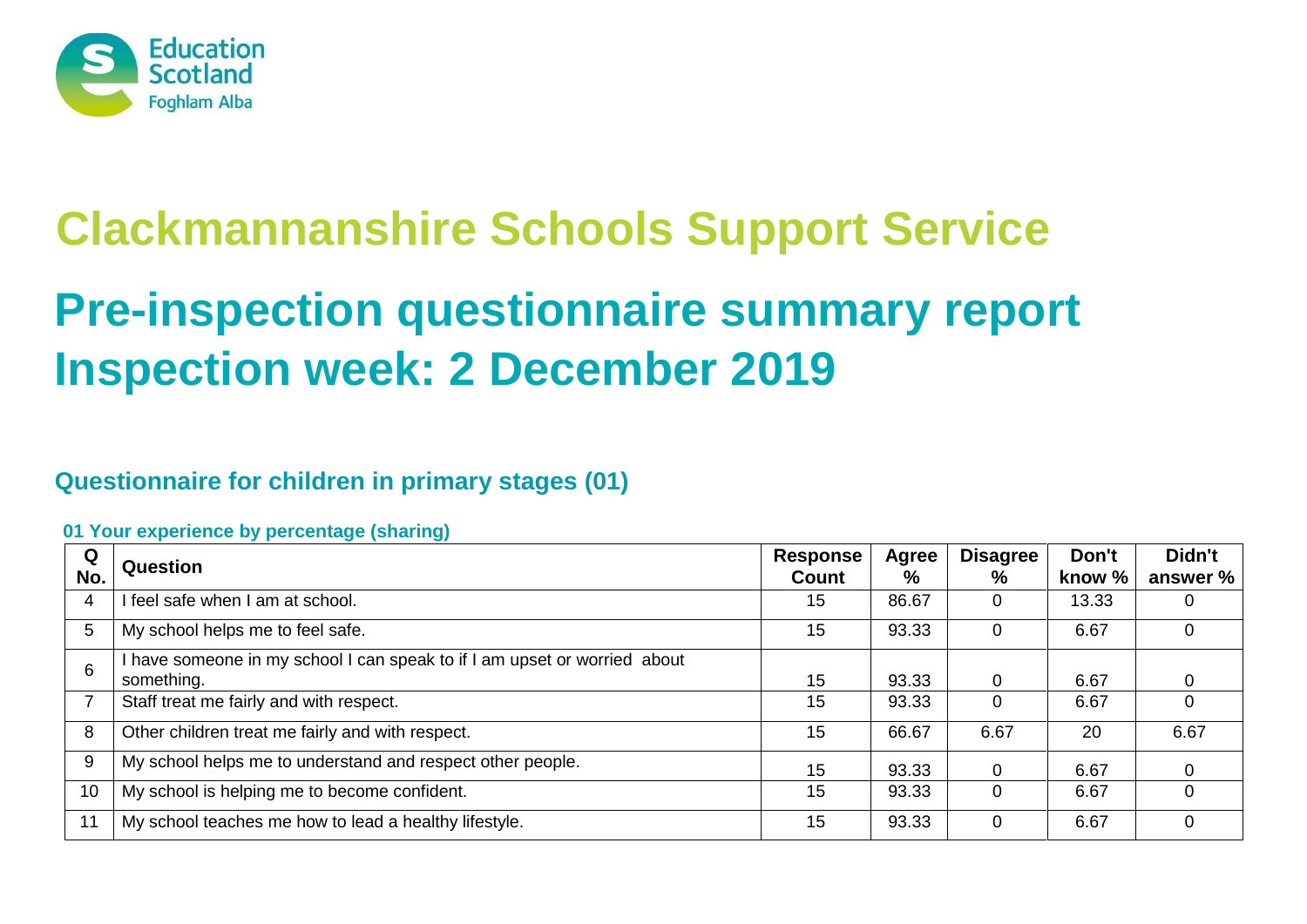# Clackmannanshire Schools Support Service

# Pre-inspection questionnaire summary report Inspection week: 2 December 2019

## Questionnaire for children in primary stages (01)

### 01 Your experience by percentage (sharing)

| Q No. | Question | Response Count | Agree % | Disagree % | Don't know % | Didn't answer % |
|---|---|---|---|---|---|---|
| 4 | I feel safe when I am at school. | 15 | 86.67 | 0 | 13.33 | 0 |
| 5 | My school helps me to feel safe. | 15 | 93.33 | 0 | 6.67 | 0 |
| 6 | I have someone in my school I can speak to if I am upset or worried about something. | 15 | 93.33 | 0 | 6.67 | 0 |
| 7 | Staff treat me fairly and with respect. | 15 | 93.33 | 0 | 6.67 | 0 |
| 8 | Other children treat me fairly and with respect. | 15 | 66.67 | 6.67 | 20 | 6.67 |
| 9 | My school helps me to understand and respect other people. | 15 | 93.33 | 0 | 6.67 | 0 |
| 10 | My school is helping me to become confident. | 15 | 93.33 | 0 | 6.67 | 0 |
| 11 | My school teaches me how to lead a healthy lifestyle. | 15 | 93.33 | 0 | 6.67 | 0 |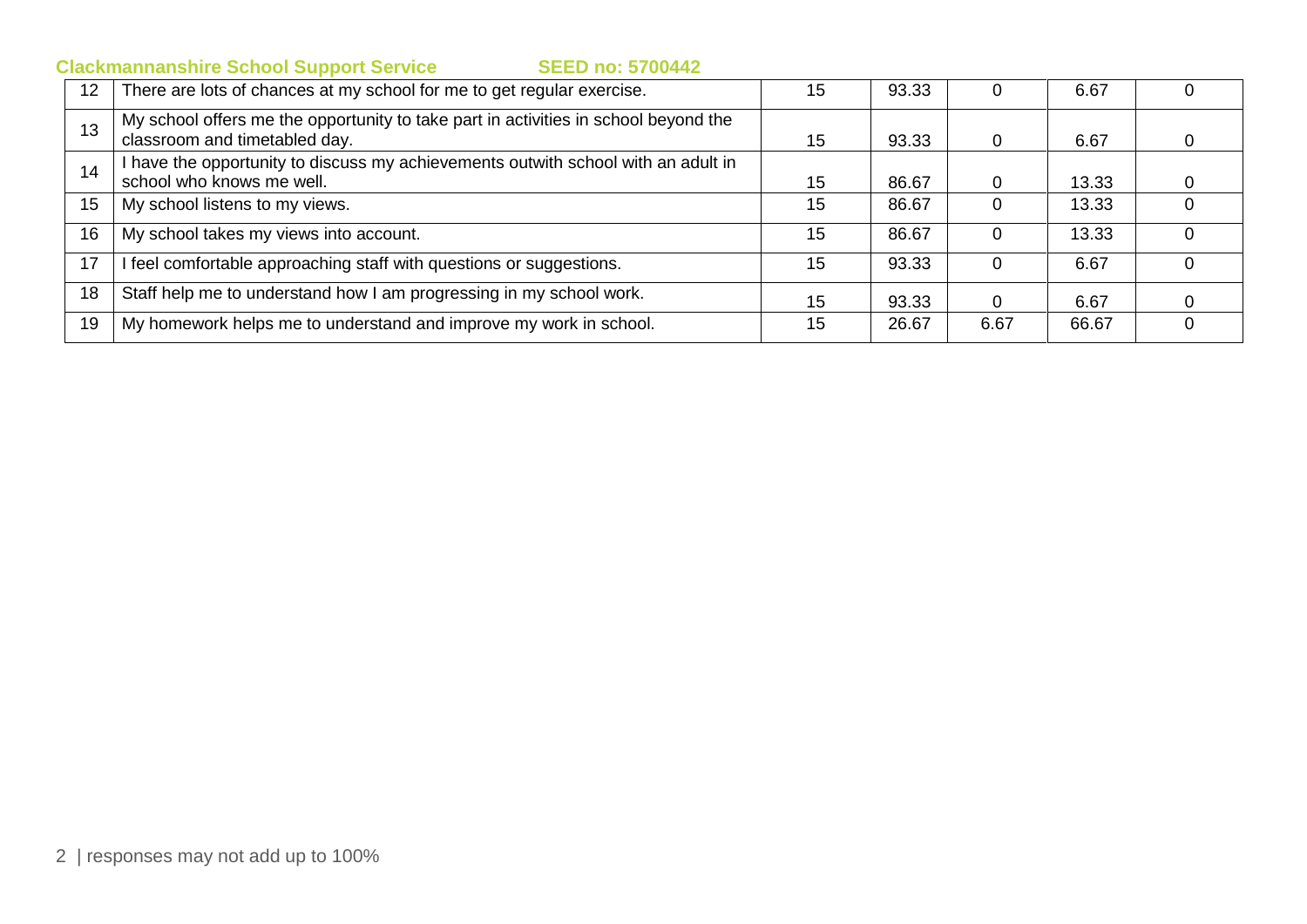**Clackmannanshire School Support Service** **SEED no: 5700442**

| | | | | | | |
|---|---|---|---|---|---|---|
| 12 | There are lots of chances at my school for me to get regular exercise. | 15 | 93.33 | 0 | 6.67 | 0 |
| 13 | My school offers me the opportunity to take part in activities in school beyond the classroom and timetabled day. | 15 | 93.33 | 0 | 6.67 | 0 |
| 14 | I have the opportunity to discuss my achievements outwith school with an adult in school who knows me well. | 15 | 86.67 | 0 | 13.33 | 0 |
| 15 | My school listens to my views. | 15 | 86.67 | 0 | 13.33 | 0 |
| 16 | My school takes my views into account. | 15 | 86.67 | 0 | 13.33 | 0 |
| 17 | I feel comfortable approaching staff with questions or suggestions. | 15 | 93.33 | 0 | 6.67 | 0 |
| 18 | Staff help me to understand how I am progressing in my school work. | 15 | 93.33 | 0 | 6.67 | 0 |
| 19 | My homework helps me to understand and improve my work in school. | 15 | 26.67 | 6.67 | 66.67 | 0 |

responses may not add up to 100%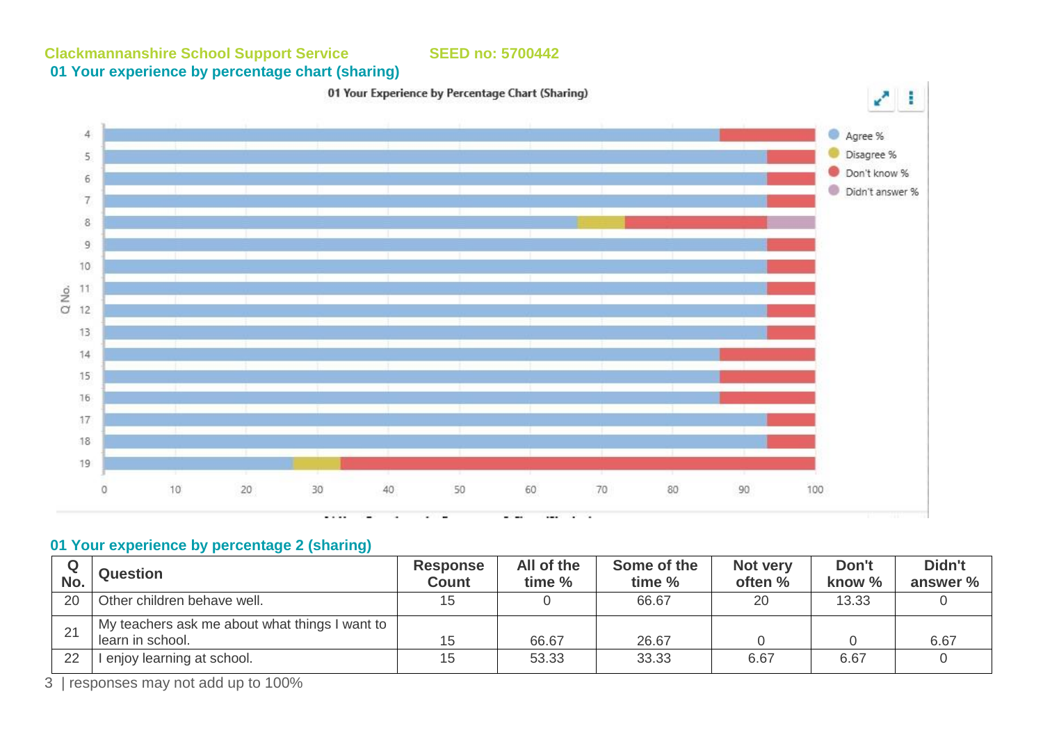Clackmannanshire School Support Service SEED no: 5700442

## 01 Your experience by percentage chart (sharing)

01 Your Experience by Percentage Chart (Sharing)

Agree %
Disagree %
Don't know %
Didn't answer %

Q No.

4
5
6
7
8
9
10
11
12
13
14
15
16
17
18
19

0 10 20 30 40 50 60 70 80 90 100

## 01 Your experience by percentage 2 (sharing)

| Q No. | Question | Response Count | All of the time % | Some of the time % | Not very often % | Don't know % | Didn't answer % |
|---|---|---|---|---|---|---|---|
| 20 | Other children behave well. | 15 | 0 | 66.67 | 20 | 13.33 | 0 |
| 21 | My teachers ask me about what things I want to learn in school. | 15 | 66.67 | 26.67 | 0 | 0 | 6.67 |
| 22 | I enjoy learning at school. | 15 | 53.33 | 33.33 | 6.67 | 6.67 | 0 |

| responses may not add up to 100%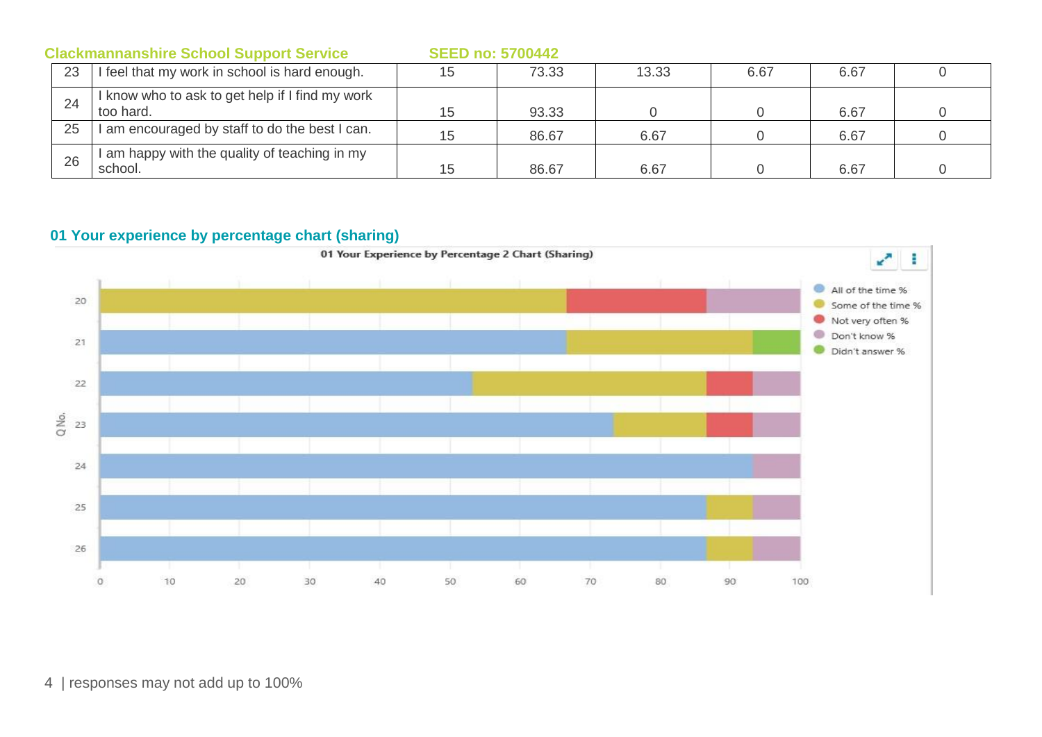**Clackmannanshire School Support Service** **SEED no: 5700442**

| | | | | | | | |
|---|---|---|---|---|---|---|---|
| 23 | I feel that my work in school is hard enough. | 15 | 73.33 | 13.33 | 6.67 | 6.67 | 0 |
| 24 | I know who to ask to get help if I find my work too hard. | 15 | 93.33 | 0 | 0 | 6.67 | 0 |
| 25 | I am encouraged by staff to do the best I can. | 15 | 86.67 | 6.67 | 0 | 6.67 | 0 |
| 26 | I am happy with the quality of teaching in my school. | 15 | 86.67 | 6.67 | 0 | 6.67 | 0 |

## 01 Your experience by percentage chart (sharing)

01 Your Experience by Percentage 2 Chart (Sharing)

| Q No. | All of the time % | Some of the time % | Not very often % | Don't know % | Didn't answer % |
|---|---|---|---|---|---|
| 20 | | ~67 | ~20 | ~13 | |
| 21 | ~67 | ~27 | | | ~7 |
| 22 | ~53 | ~33 | ~7 | ~7 | |
| 23 | 73.33 | 13.33 | 6.67 | 6.67 | 0 |
| 24 | 93.33 | 0 | 0 | 6.67 | 0 |
| 25 | 86.67 | 6.67 | 0 | 6.67 | 0 |
| 26 | 86.67 | 6.67 | 0 | 6.67 | 0 |

responses may not add up to 100%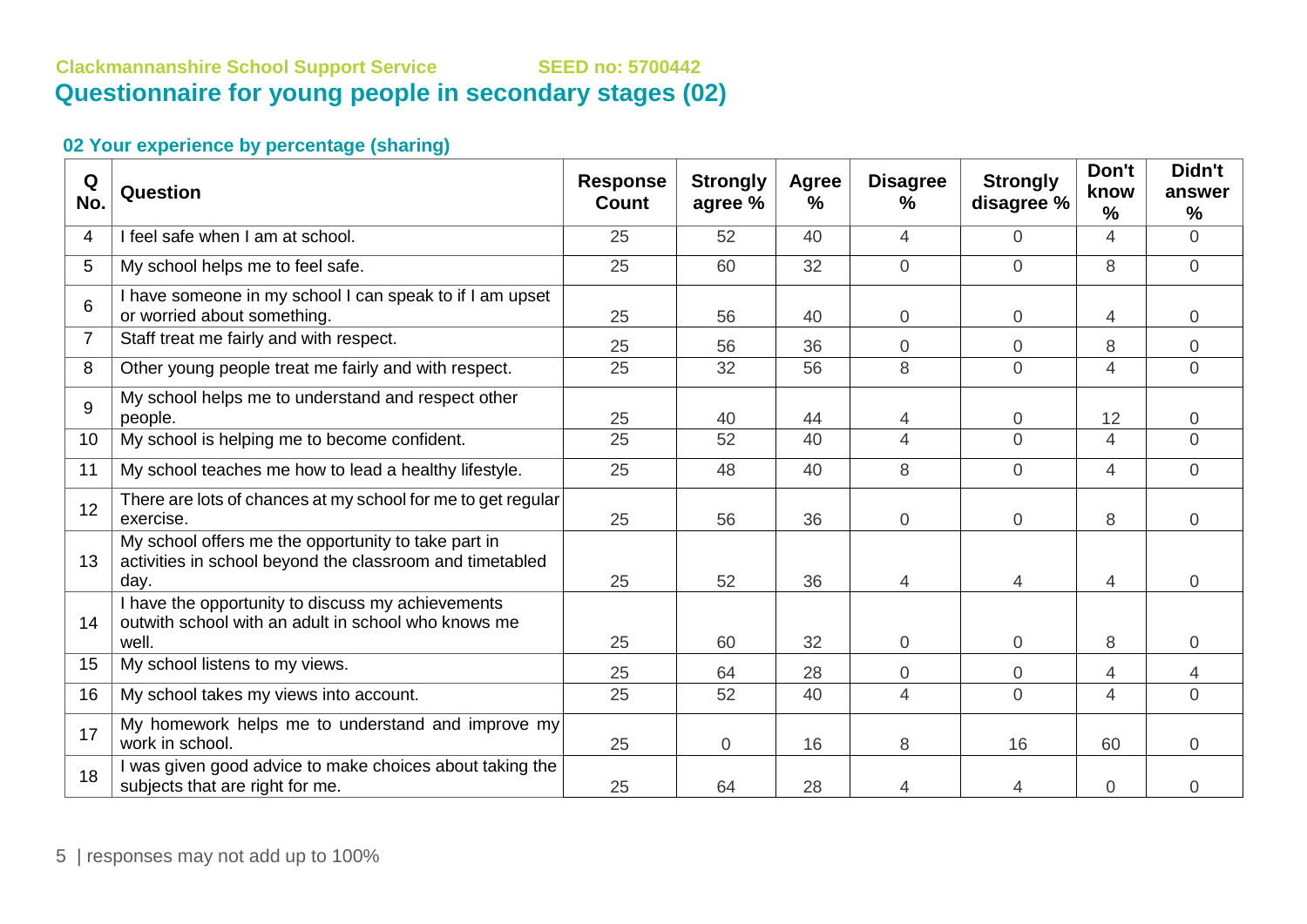Clackmannanshire School Support Service SEED no: 5700442

# Questionnaire for young people in secondary stages (02)

## 02 Your experience by percentage (sharing)

| Q No. | Question | Response Count | Strongly agree % | Agree % | Disagree % | Strongly disagree % | Don't know % | Didn't answer % |
|---|---|---|---|---|---|---|---|---|
| 4 | I feel safe when I am at school. | 25 | 52 | 40 | 4 | 0 | 4 | 0 |
| 5 | My school helps me to feel safe. | 25 | 60 | 32 | 0 | 0 | 8 | 0 |
| 6 | I have someone in my school I can speak to if I am upset or worried about something. | 25 | 56 | 40 | 0 | 0 | 4 | 0 |
| 7 | Staff treat me fairly and with respect. | 25 | 56 | 36 | 0 | 0 | 8 | 0 |
| 8 | Other young people treat me fairly and with respect. | 25 | 32 | 56 | 8 | 0 | 4 | 0 |
| 9 | My school helps me to understand and respect other people. | 25 | 40 | 44 | 4 | 0 | 12 | 0 |
| 10 | My school is helping me to become confident. | 25 | 52 | 40 | 4 | 0 | 4 | 0 |
| 11 | My school teaches me how to lead a healthy lifestyle. | 25 | 48 | 40 | 8 | 0 | 4 | 0 |
| 12 | There are lots of chances at my school for me to get regular exercise. | 25 | 56 | 36 | 0 | 0 | 8 | 0 |
| 13 | My school offers me the opportunity to take part in activities in school beyond the classroom and timetabled day. | 25 | 52 | 36 | 4 | 4 | 4 | 0 |
| 14 | I have the opportunity to discuss my achievements outwith school with an adult in school who knows me well. | 25 | 60 | 32 | 0 | 0 | 8 | 0 |
| 15 | My school listens to my views. | 25 | 64 | 28 | 0 | 0 | 4 | 4 |
| 16 | My school takes my views into account. | 25 | 52 | 40 | 4 | 0 | 4 | 0 |
| 17 | My homework helps me to understand and improve my work in school. | 25 | 0 | 16 | 8 | 16 | 60 | 0 |
| 18 | I was given good advice to make choices about taking the subjects that are right for me. | 25 | 64 | 28 | 4 | 4 | 0 | 0 |

responses may not add up to 100%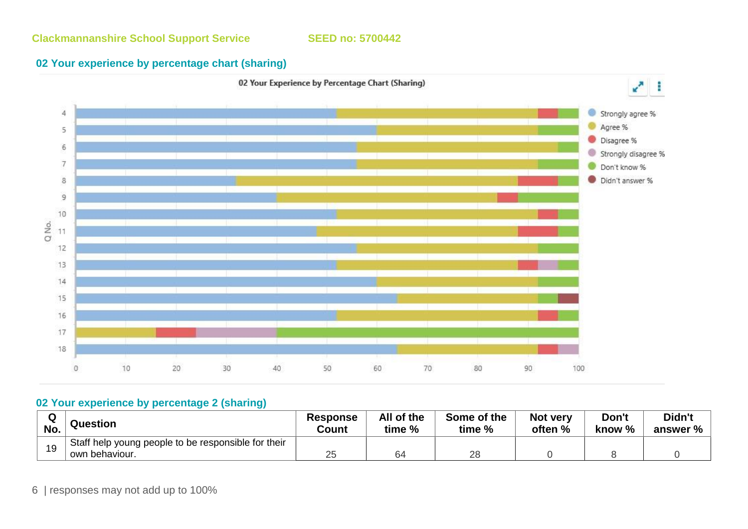Clackmannanshire School Support Service SEED no: 5700442

## 02 Your experience by percentage chart (sharing)

## 02 Your experience by percentage 2 (sharing)

| Q No. | Question | Response Count | All of the time % | Some of the time % | Not very often % | Don't know % | Didn't answer % |
|---|---|---|---|---|---|---|---|
| 19 | Staff help young people to be responsible for their own behaviour. | 25 | 64 | 28 | 0 | 8 | 0 |

responses may not add up to 100%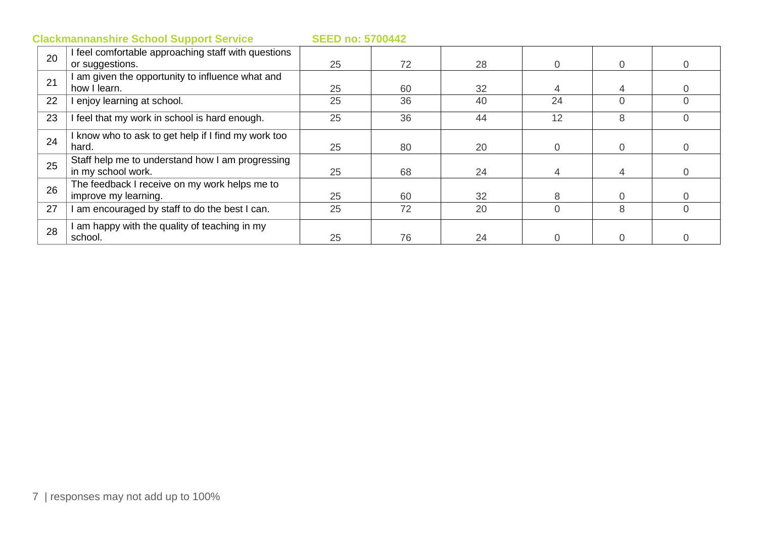**Clackmannanshire School Support Service** **SEED no: 5700442**

| | | | | | | | |
|---|---|---|---|---|---|---|---|
| 20 | I feel comfortable approaching staff with questions or suggestions. | 25 | 72 | 28 | 0 | 0 | 0 |
| 21 | I am given the opportunity to influence what and how I learn. | 25 | 60 | 32 | 4 | 4 | 0 |
| 22 | I enjoy learning at school. | 25 | 36 | 40 | 24 | 0 | 0 |
| 23 | I feel that my work in school is hard enough. | 25 | 36 | 44 | 12 | 8 | 0 |
| 24 | I know who to ask to get help if I find my work too hard. | 25 | 80 | 20 | 0 | 0 | 0 |
| 25 | Staff help me to understand how I am progressing in my school work. | 25 | 68 | 24 | 4 | 4 | 0 |
| 26 | The feedback I receive on my work helps me to improve my learning. | 25 | 60 | 32 | 8 | 0 | 0 |
| 27 | I am encouraged by staff to do the best I can. | 25 | 72 | 20 | 0 | 8 | 0 |
| 28 | I am happy with the quality of teaching in my school. | 25 | 76 | 24 | 0 | 0 | 0 |

responses may not add up to 100%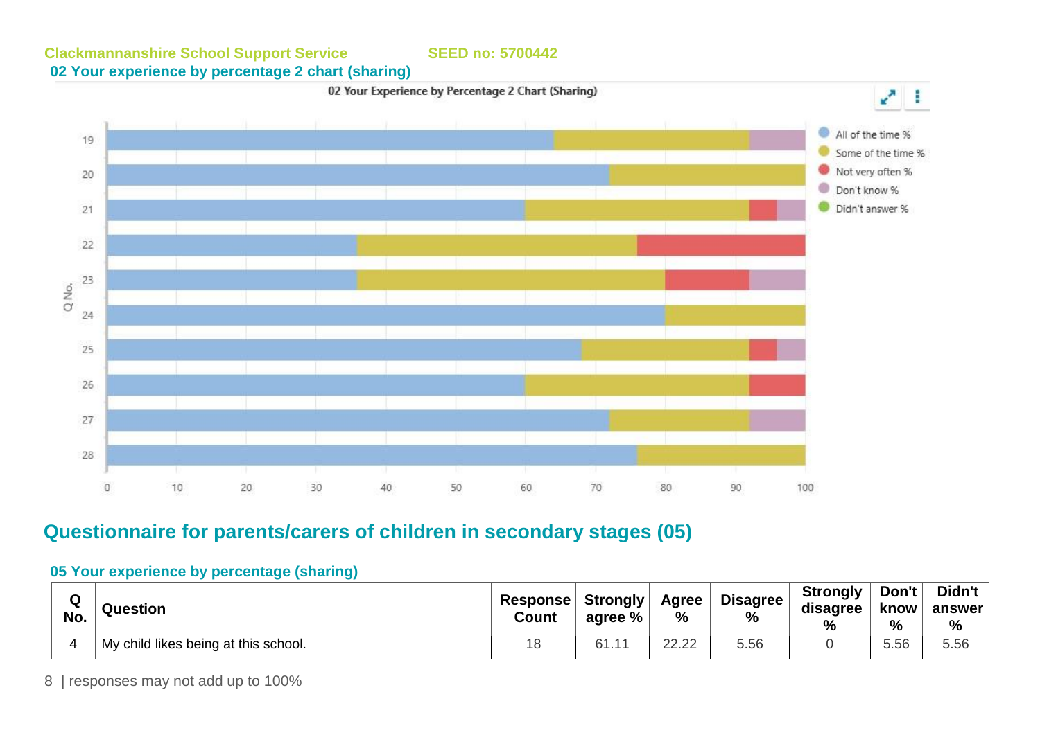Clackmannanshire School Support Service SEED no: 5700442

### 02 Your experience by percentage 2 chart (sharing)

## Questionnaire for parents/carers of children in secondary stages (05)

### 05 Your experience by percentage (sharing)

| Q No. | Question | Response Count | Strongly agree % | Agree % | Disagree % | Strongly disagree % | Don't know % | Didn't answer % |
|---|---|---|---|---|---|---|---|---|
| 4 | My child likes being at this school. | 18 | 61.11 | 22.22 | 5.56 | 0 | 5.56 | 5.56 |

responses may not add up to 100%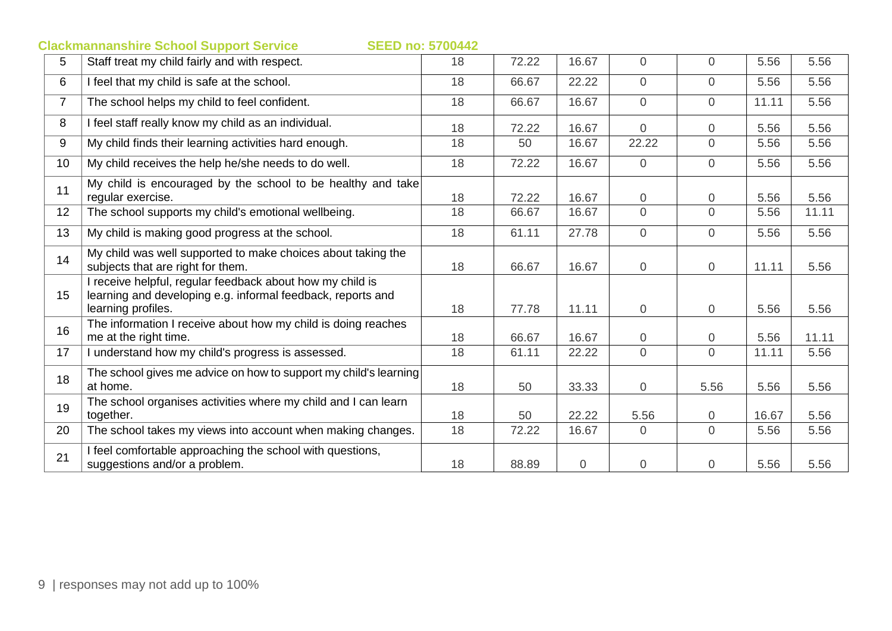**Clackmannanshire School Support Service** **SEED no: 5700442**

| | | | | | | | | |
|---|---|---|---|---|---|---|---|---|
| 5 | Staff treat my child fairly and with respect. | 18 | 72.22 | 16.67 | 0 | 0 | 5.56 | 5.56 |
| 6 | I feel that my child is safe at the school. | 18 | 66.67 | 22.22 | 0 | 0 | 5.56 | 5.56 |
| 7 | The school helps my child to feel confident. | 18 | 66.67 | 16.67 | 0 | 0 | 11.11 | 5.56 |
| 8 | I feel staff really know my child as an individual. | 18 | 72.22 | 16.67 | 0 | 0 | 5.56 | 5.56 |
| 9 | My child finds their learning activities hard enough. | 18 | 50 | 16.67 | 22.22 | 0 | 5.56 | 5.56 |
| 10 | My child receives the help he/she needs to do well. | 18 | 72.22 | 16.67 | 0 | 0 | 5.56 | 5.56 |
| 11 | My child is encouraged by the school to be healthy and take regular exercise. | 18 | 72.22 | 16.67 | 0 | 0 | 5.56 | 5.56 |
| 12 | The school supports my child's emotional wellbeing. | 18 | 66.67 | 16.67 | 0 | 0 | 5.56 | 11.11 |
| 13 | My child is making good progress at the school. | 18 | 61.11 | 27.78 | 0 | 0 | 5.56 | 5.56 |
| 14 | My child was well supported to make choices about taking the subjects that are right for them. | 18 | 66.67 | 16.67 | 0 | 0 | 11.11 | 5.56 |
| 15 | I receive helpful, regular feedback about how my child is learning and developing e.g. informal feedback, reports and learning profiles. | 18 | 77.78 | 11.11 | 0 | 0 | 5.56 | 5.56 |
| 16 | The information I receive about how my child is doing reaches me at the right time. | 18 | 66.67 | 16.67 | 0 | 0 | 5.56 | 11.11 |
| 17 | I understand how my child's progress is assessed. | 18 | 61.11 | 22.22 | 0 | 0 | 11.11 | 5.56 |
| 18 | The school gives me advice on how to support my child's learning at home. | 18 | 50 | 33.33 | 0 | 5.56 | 5.56 | 5.56 |
| 19 | The school organises activities where my child and I can learn together. | 18 | 50 | 22.22 | 5.56 | 0 | 16.67 | 5.56 |
| 20 | The school takes my views into account when making changes. | 18 | 72.22 | 16.67 | 0 | 0 | 5.56 | 5.56 |
| 21 | I feel comfortable approaching the school with questions, suggestions and/or a problem. | 18 | 88.89 | 0 | 0 | 0 | 5.56 | 5.56 |

responses may not add up to 100%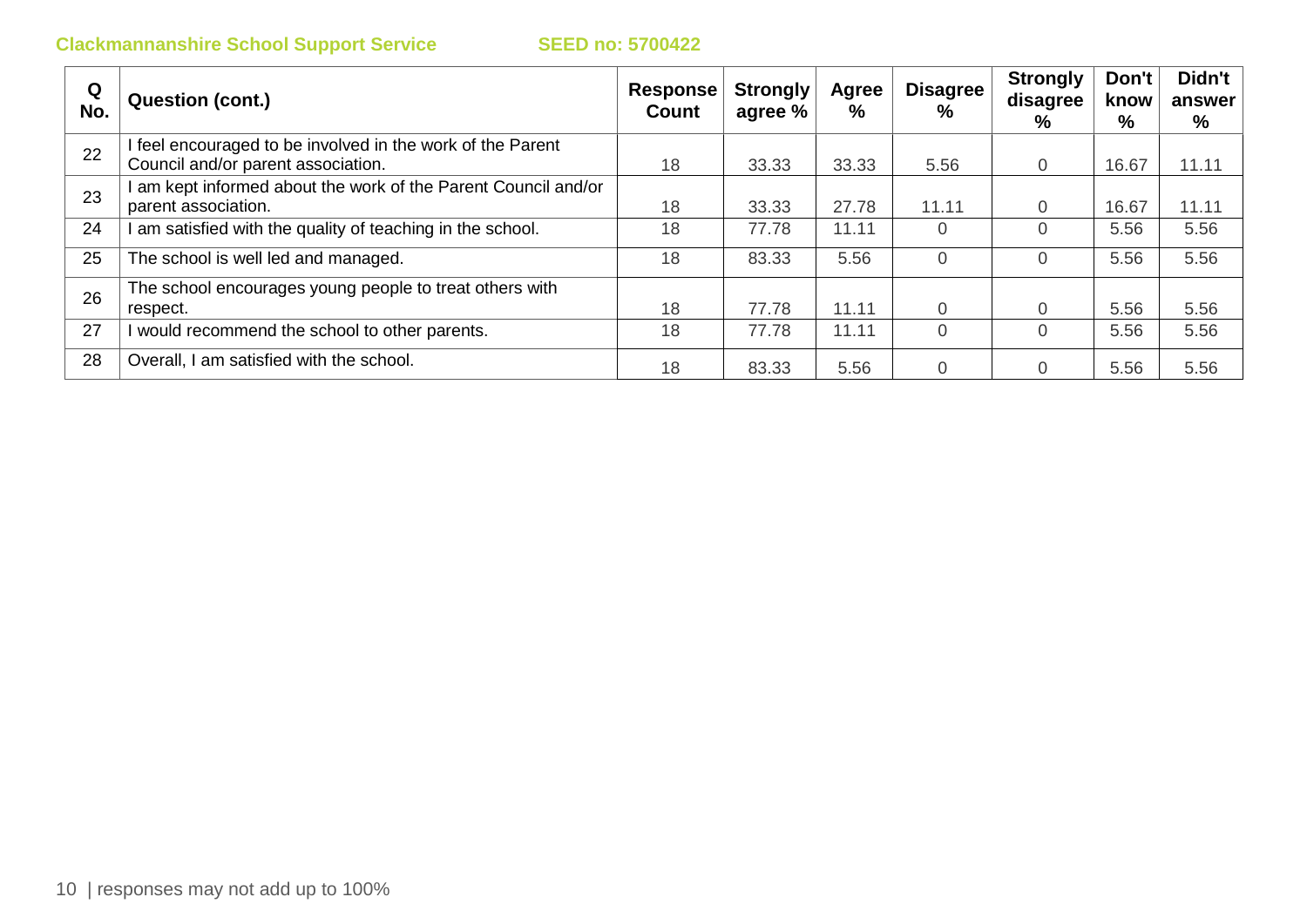Clackmannanshire School Support Service SEED no: 5700422

| Q No. | Question (cont.) | Response Count | Strongly agree % | Agree % | Disagree % | Strongly disagree % | Don't know % | Didn't answer % |
|---|---|---|---|---|---|---|---|---|
| 22 | I feel encouraged to be involved in the work of the Parent Council and/or parent association. | 18 | 33.33 | 33.33 | 5.56 | 0 | 16.67 | 11.11 |
| 23 | I am kept informed about the work of the Parent Council and/or parent association. | 18 | 33.33 | 27.78 | 11.11 | 0 | 16.67 | 11.11 |
| 24 | I am satisfied with the quality of teaching in the school. | 18 | 77.78 | 11.11 | 0 | 0 | 5.56 | 5.56 |
| 25 | The school is well led and managed. | 18 | 83.33 | 5.56 | 0 | 0 | 5.56 | 5.56 |
| 26 | The school encourages young people to treat others with respect. | 18 | 77.78 | 11.11 | 0 | 0 | 5.56 | 5.56 |
| 27 | I would recommend the school to other parents. | 18 | 77.78 | 11.11 | 0 | 0 | 5.56 | 5.56 |
| 28 | Overall, I am satisfied with the school. | 18 | 83.33 | 5.56 | 0 | 0 | 5.56 | 5.56 |

responses may not add up to 100%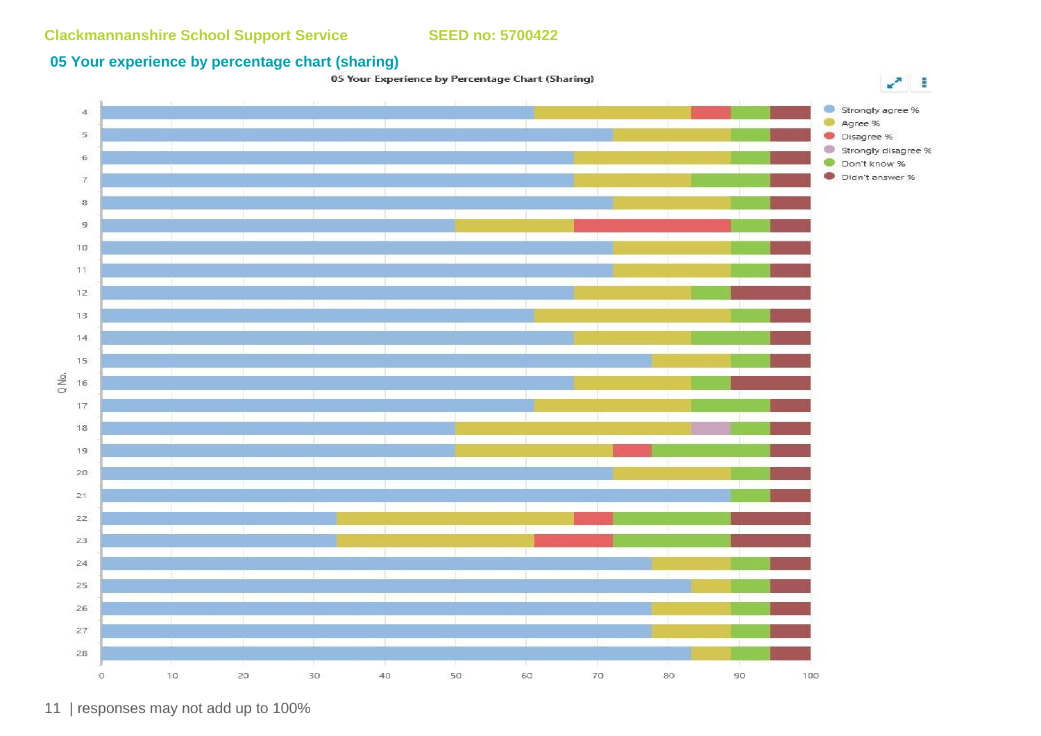Clackmannanshire School Support Service SEED no: 5700422

## 05 Your experience by percentage chart (sharing)

05 Your Experience by Percentage Chart (Sharing)

Legend: Strongly agree %, Agree %, Disagree %, Strongly disagree %, Don't know %, Didn't answer %

Q No. 4–28

| responses may not add up to 100%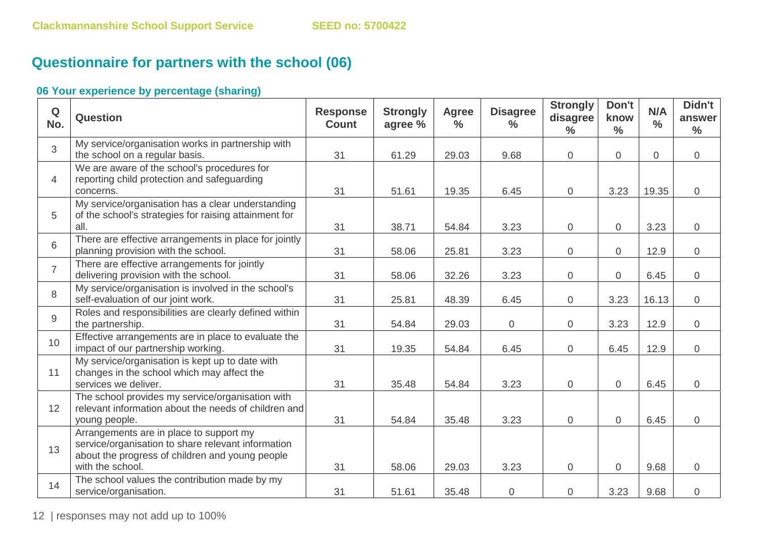## Questionnaire for partners with the school (06)

### 06 Your experience by percentage (sharing)

| Q No. | Question | Response Count | Strongly agree % | Agree % | Disagree % | Strongly disagree % | Don't know % | N/A % | Didn't answer % |
|---|---|---|---|---|---|---|---|---|---|
| 3 | My service/organisation works in partnership with the school on a regular basis. | 31 | 61.29 | 29.03 | 9.68 | 0 | 0 | 0 | 0 |
| 4 | We are aware of the school's procedures for reporting child protection and safeguarding concerns. | 31 | 51.61 | 19.35 | 6.45 | 0 | 3.23 | 19.35 | 0 |
| 5 | My service/organisation has a clear understanding of the school's strategies for raising attainment for all. | 31 | 38.71 | 54.84 | 3.23 | 0 | 0 | 3.23 | 0 |
| 6 | There are effective arrangements in place for jointly planning provision with the school. | 31 | 58.06 | 25.81 | 3.23 | 0 | 0 | 12.9 | 0 |
| 7 | There are effective arrangements for jointly delivering provision with the school. | 31 | 58.06 | 32.26 | 3.23 | 0 | 0 | 6.45 | 0 |
| 8 | My service/organisation is involved in the school's self-evaluation of our joint work. | 31 | 25.81 | 48.39 | 6.45 | 0 | 3.23 | 16.13 | 0 |
| 9 | Roles and responsibilities are clearly defined within the partnership. | 31 | 54.84 | 29.03 | 0 | 0 | 3.23 | 12.9 | 0 |
| 10 | Effective arrangements are in place to evaluate the impact of our partnership working. | 31 | 19.35 | 54.84 | 6.45 | 0 | 6.45 | 12.9 | 0 |
| 11 | My service/organisation is kept up to date with changes in the school which may affect the services we deliver. | 31 | 35.48 | 54.84 | 3.23 | 0 | 0 | 6.45 | 0 |
| 12 | The school provides my service/organisation with relevant information about the needs of children and young people. | 31 | 54.84 | 35.48 | 3.23 | 0 | 0 | 6.45 | 0 |
| 13 | Arrangements are in place to support my service/organisation to share relevant information about the progress of children and young people with the school. | 31 | 58.06 | 29.03 | 3.23 | 0 | 0 | 9.68 | 0 |
| 14 | The school values the contribution made by my service/organisation. | 31 | 51.61 | 35.48 | 0 | 0 | 3.23 | 9.68 | 0 |

responses may not add up to 100%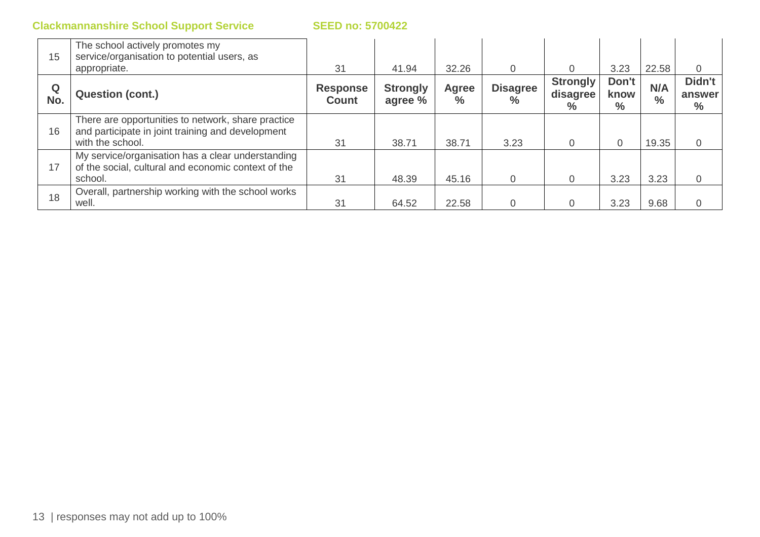Clackmannanshire School Support Service SEED no: 5700422

| Q No. | Question (cont.) | Response Count | Strongly agree % | Agree % | Disagree % | Strongly disagree % | Don't know % | N/A % | Didn't answer % |
|---|---|---|---|---|---|---|---|---|---|
| 15 | The school actively promotes my service/organisation to potential users, as appropriate. | 31 | 41.94 | 32.26 | 0 | 0 | 3.23 | 22.58 | 0 |
| 16 | There are opportunities to network, share practice and participate in joint training and development with the school. | 31 | 38.71 | 38.71 | 3.23 | 0 | 0 | 19.35 | 0 |
| 17 | My service/organisation has a clear understanding of the social, cultural and economic context of the school. | 31 | 48.39 | 45.16 | 0 | 0 | 3.23 | 3.23 | 0 |
| 18 | Overall, partnership working with the school works well. | 31 | 64.52 | 22.58 | 0 | 0 | 3.23 | 9.68 | 0 |

responses may not add up to 100%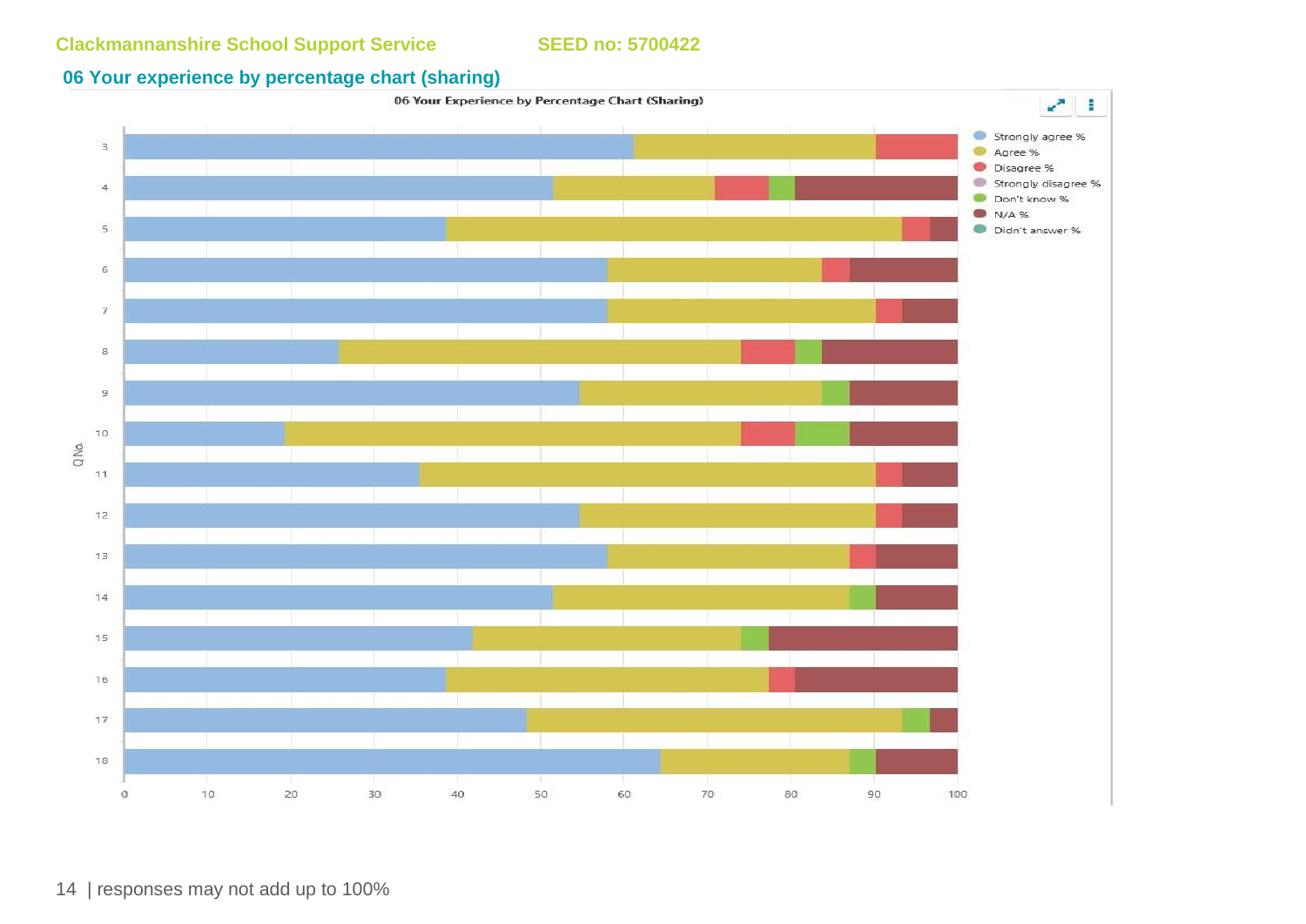Clackmannanshire School Support Service SEED no: 5700422

## 06 Your experience by percentage chart (sharing)

06 Your Experience by Percentage Chart (Sharing)

- Strongly agree %
- Agree %
- Disagree %
- Strongly disagree %
- Don't know %
- N/A %
- Didn't answer %

Q No.

3, 4, 5, 6, 7, 8, 9, 10, 11, 12, 13, 14, 15, 16, 17, 18

0, 10, 20, 30, 40, 50, 60, 70, 80, 90, 100

| responses may not add up to 100%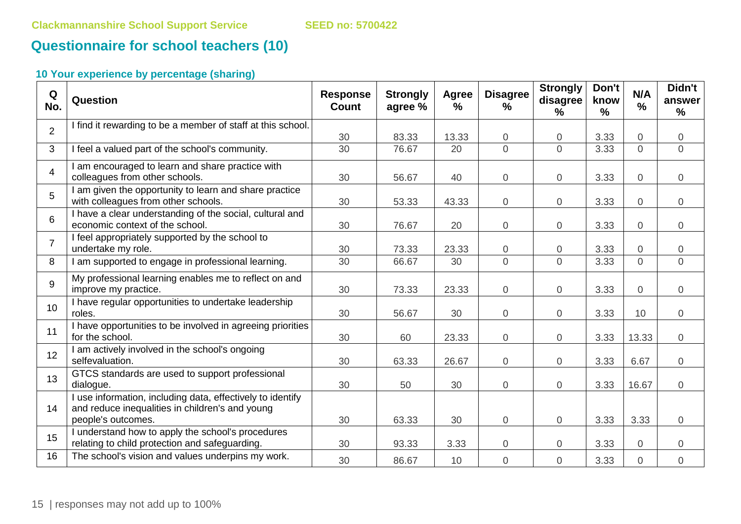Clackmannanshire School Support Service SEED no: 5700422

## Questionnaire for school teachers (10)

### 10 Your experience by percentage (sharing)

| Q No. | Question | Response Count | Strongly agree % | Agree % | Disagree % | Strongly disagree % | Don't know % | N/A % | Didn't answer % |
|---|---|---|---|---|---|---|---|---|---|
| 2 | I find it rewarding to be a member of staff at this school. | 30 | 83.33 | 13.33 | 0 | 0 | 3.33 | 0 | 0 |
| 3 | I feel a valued part of the school's community. | 30 | 76.67 | 20 | 0 | 0 | 3.33 | 0 | 0 |
| 4 | I am encouraged to learn and share practice with colleagues from other schools. | 30 | 56.67 | 40 | 0 | 0 | 3.33 | 0 | 0 |
| 5 | I am given the opportunity to learn and share practice with colleagues from other schools. | 30 | 53.33 | 43.33 | 0 | 0 | 3.33 | 0 | 0 |
| 6 | I have a clear understanding of the social, cultural and economic context of the school. | 30 | 76.67 | 20 | 0 | 0 | 3.33 | 0 | 0 |
| 7 | I feel appropriately supported by the school to undertake my role. | 30 | 73.33 | 23.33 | 0 | 0 | 3.33 | 0 | 0 |
| 8 | I am supported to engage in professional learning. | 30 | 66.67 | 30 | 0 | 0 | 3.33 | 0 | 0 |
| 9 | My professional learning enables me to reflect on and improve my practice. | 30 | 73.33 | 23.33 | 0 | 0 | 3.33 | 0 | 0 |
| 10 | I have regular opportunities to undertake leadership roles. | 30 | 56.67 | 30 | 0 | 0 | 3.33 | 10 | 0 |
| 11 | I have opportunities to be involved in agreeing priorities for the school. | 30 | 60 | 23.33 | 0 | 0 | 3.33 | 13.33 | 0 |
| 12 | I am actively involved in the school's ongoing selfevaluation. | 30 | 63.33 | 26.67 | 0 | 0 | 3.33 | 6.67 | 0 |
| 13 | GTCS standards are used to support professional dialogue. | 30 | 50 | 30 | 0 | 0 | 3.33 | 16.67 | 0 |
| 14 | I use information, including data, effectively to identify and reduce inequalities in children's and young people's outcomes. | 30 | 63.33 | 30 | 0 | 0 | 3.33 | 3.33 | 0 |
| 15 | I understand how to apply the school's procedures relating to child protection and safeguarding. | 30 | 93.33 | 3.33 | 0 | 0 | 3.33 | 0 | 0 |
| 16 | The school's vision and values underpins my work. | 30 | 86.67 | 10 | 0 | 0 | 3.33 | 0 | 0 |

responses may not add up to 100%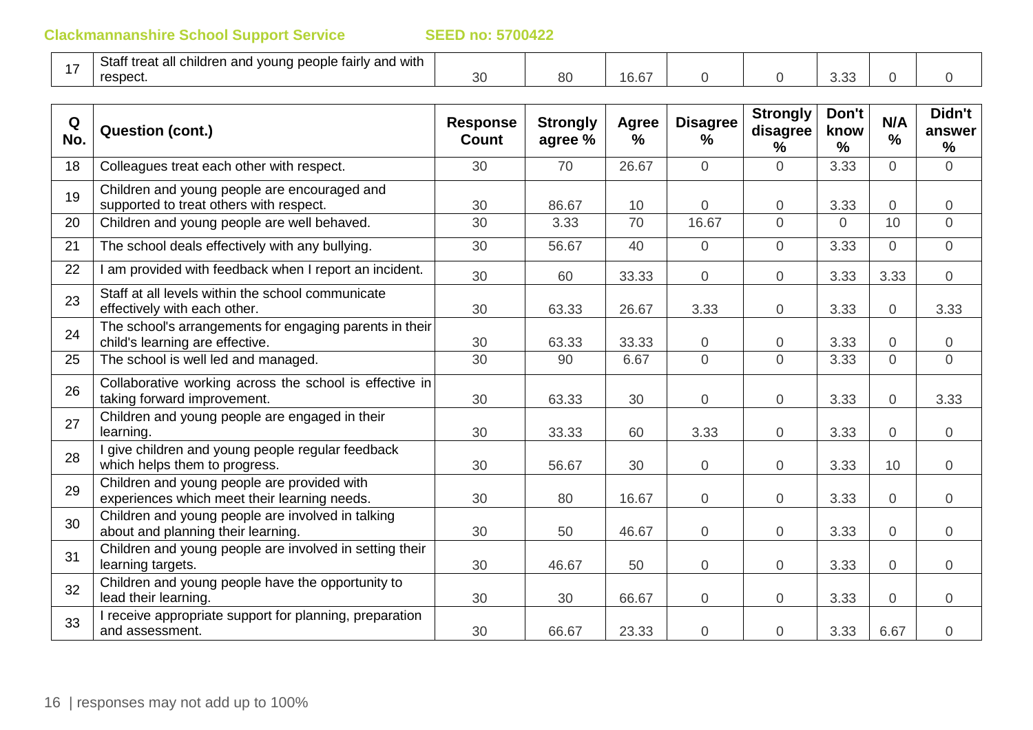| Q No. | Question (cont.) | Response Count | Strongly agree % | Agree % | Disagree % | Strongly disagree % | Don't know % | N/A % | Didn't answer % |
|---|---|---|---|---|---|---|---|---|---|
| 17 | Staff treat all children and young people fairly and with respect. | 30 | 80 | 16.67 | 0 | 0 | 3.33 | 0 | 0 |
| 18 | Colleagues treat each other with respect. | 30 | 70 | 26.67 | 0 | 0 | 3.33 | 0 | 0 |
| 19 | Children and young people are encouraged and supported to treat others with respect. | 30 | 86.67 | 10 | 0 | 0 | 3.33 | 0 | 0 |
| 20 | Children and young people are well behaved. | 30 | 3.33 | 70 | 16.67 | 0 | 0 | 10 | 0 |
| 21 | The school deals effectively with any bullying. | 30 | 56.67 | 40 | 0 | 0 | 3.33 | 0 | 0 |
| 22 | I am provided with feedback when I report an incident. | 30 | 60 | 33.33 | 0 | 0 | 3.33 | 3.33 | 0 |
| 23 | Staff at all levels within the school communicate effectively with each other. | 30 | 63.33 | 26.67 | 3.33 | 0 | 3.33 | 0 | 3.33 |
| 24 | The school's arrangements for engaging parents in their child's learning are effective. | 30 | 63.33 | 33.33 | 0 | 0 | 3.33 | 0 | 0 |
| 25 | The school is well led and managed. | 30 | 90 | 6.67 | 0 | 0 | 3.33 | 0 | 0 |
| 26 | Collaborative working across the school is effective in taking forward improvement. | 30 | 63.33 | 30 | 0 | 0 | 3.33 | 0 | 3.33 |
| 27 | Children and young people are engaged in their learning. | 30 | 33.33 | 60 | 3.33 | 0 | 3.33 | 0 | 0 |
| 28 | I give children and young people regular feedback which helps them to progress. | 30 | 56.67 | 30 | 0 | 0 | 3.33 | 10 | 0 |
| 29 | Children and young people are provided with experiences which meet their learning needs. | 30 | 80 | 16.67 | 0 | 0 | 3.33 | 0 | 0 |
| 30 | Children and young people are involved in talking about and planning their learning. | 30 | 50 | 46.67 | 0 | 0 | 3.33 | 0 | 0 |
| 31 | Children and young people are involved in setting their learning targets. | 30 | 46.67 | 50 | 0 | 0 | 3.33 | 0 | 0 |
| 32 | Children and young people have the opportunity to lead their learning. | 30 | 30 | 66.67 | 0 | 0 | 3.33 | 0 | 0 |
| 33 | I receive appropriate support for planning, preparation and assessment. | 30 | 66.67 | 23.33 | 0 | 0 | 3.33 | 6.67 | 0 |

responses may not add up to 100%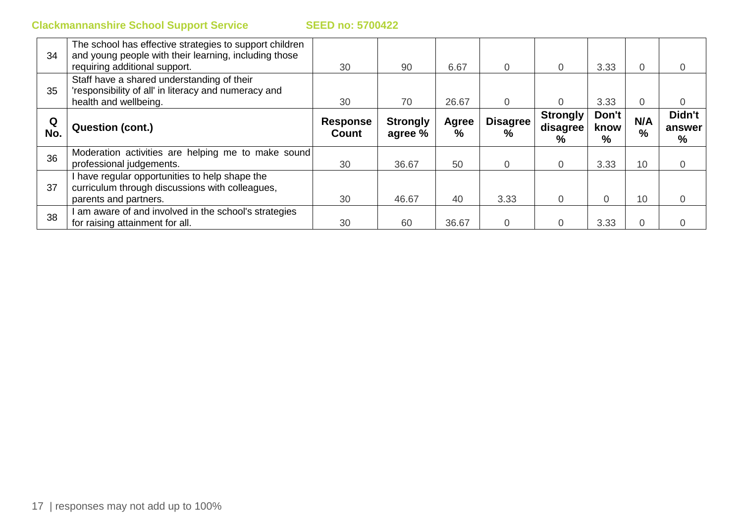| Q No. | Question (cont.) | Response Count | Strongly agree % | Agree % | Disagree % | Strongly disagree % | Don't know % | N/A % | Didn't answer % |
|---|---|---|---|---|---|---|---|---|---|
| 34 | The school has effective strategies to support children and young people with their learning, including those requiring additional support. | 30 | 90 | 6.67 | 0 | 0 | 3.33 | 0 | 0 |
| 35 | Staff have a shared understanding of their 'responsibility of all' in literacy and numeracy and health and wellbeing. | 30 | 70 | 26.67 | 0 | 0 | 3.33 | 0 | 0 |
| 36 | Moderation activities are helping me to make sound professional judgements. | 30 | 36.67 | 50 | 0 | 0 | 3.33 | 10 | 0 |
| 37 | I have regular opportunities to help shape the curriculum through discussions with colleagues, parents and partners. | 30 | 46.67 | 40 | 3.33 | 0 | 0 | 10 | 0 |
| 38 | I am aware of and involved in the school's strategies for raising attainment for all. | 30 | 60 | 36.67 | 0 | 0 | 3.33 | 0 | 0 |

responses may not add up to 100%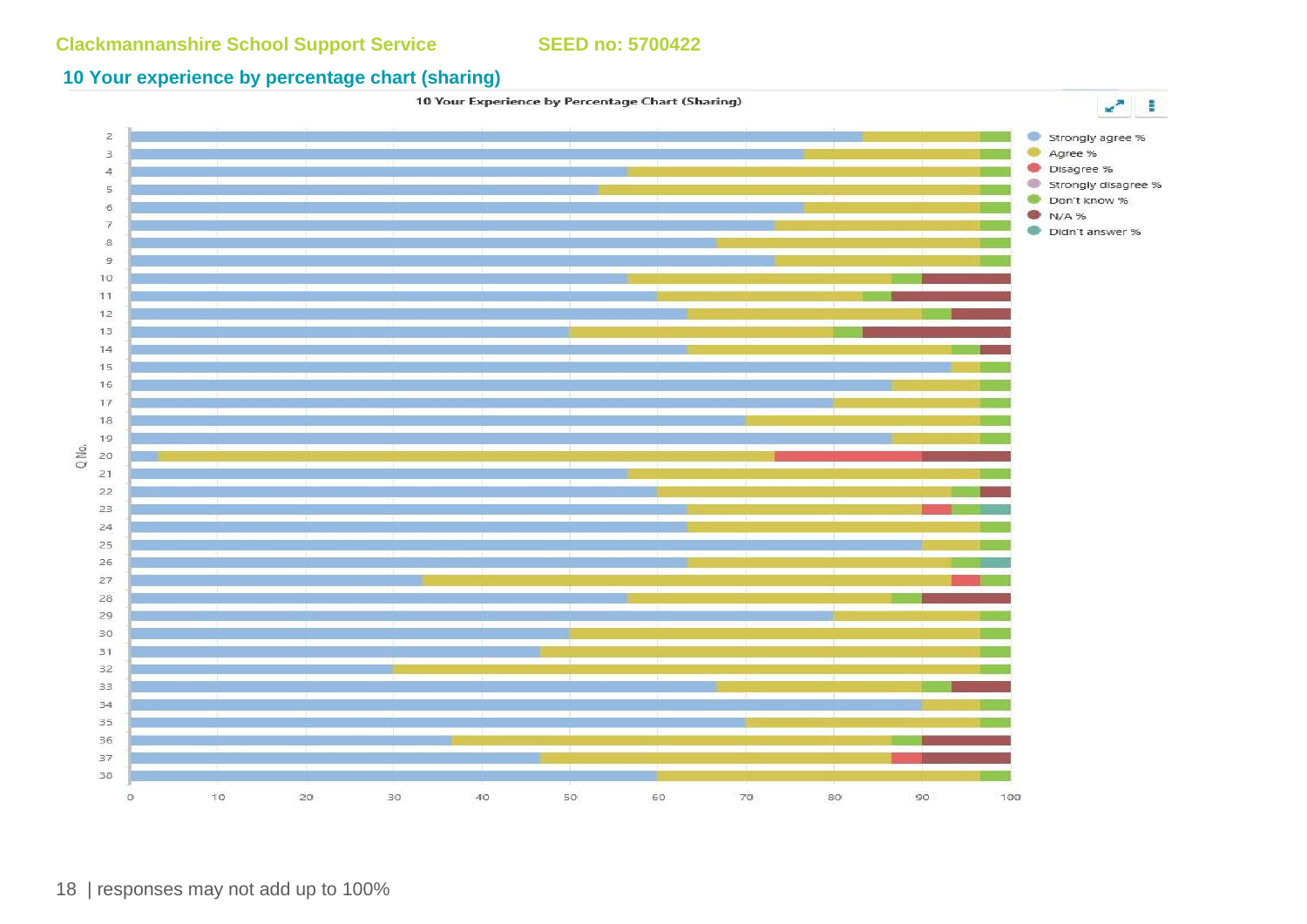Clackmannanshire School Support Service SEED no: 5700422

## 10 Your experience by percentage chart (sharing)

10 Your Experience by Percentage Chart (Sharing)

Strongly agree %
Agree %
Disagree %
Strongly disagree %
Don't know %
N/A %
Didn't answer %

Q No.

2
3
4
5
6
7
8
9
10
11
12
13
14
15
16
17
18
19
20
21
22
23
24
25
26
27
28
29
30
31
32
33
34
35
36
37
38

0 10 20 30 40 50 60 70 80 90 100

18 | responses may not add up to 100%